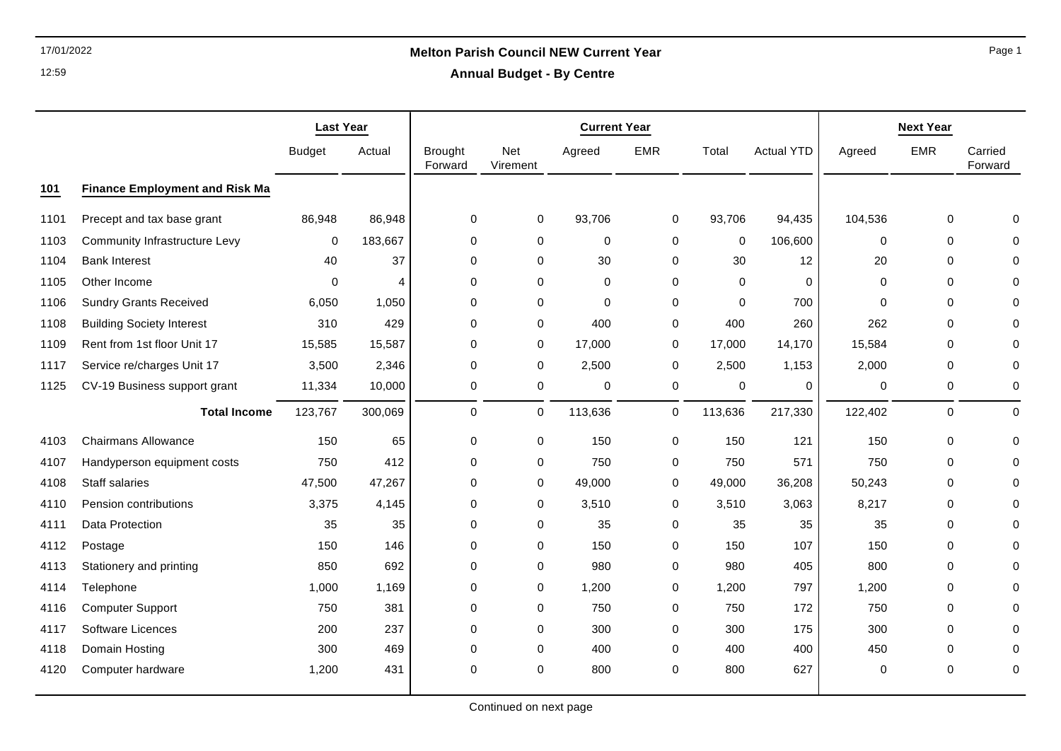# Melton Parish Council NEW Current Year

## Annual Budget - By Centre

| | | Last Year | | Current Year | | | | | | Next Year | | |
|---|---|---|---|---|---|---|---|---|---|---|---|---|
| | | Budget | Actual | Brought Forward | Net Virement | Agreed | EMR | Total | Actual YTD | Agreed | EMR | Carried Forward |
| **101** | **Finance Employment and Risk Ma** | | | | | | | | | | | |
| 1101 | Precept and tax base grant | 86,948 | 86,948 | 0 | 0 | 93,706 | 0 | 93,706 | 94,435 | 104,536 | 0 | 0 |
| 1103 | Community Infrastructure Levy | 0 | 183,667 | 0 | 0 | 0 | 0 | 0 | 106,600 | 0 | 0 | 0 |
| 1104 | Bank Interest | 40 | 37 | 0 | 0 | 30 | 0 | 30 | 12 | 20 | 0 | 0 |
| 1105 | Other Income | 0 | 4 | 0 | 0 | 0 | 0 | 0 | 0 | 0 | 0 | 0 |
| 1106 | Sundry Grants Received | 6,050 | 1,050 | 0 | 0 | 0 | 0 | 0 | 700 | 0 | 0 | 0 |
| 1108 | Building Society Interest | 310 | 429 | 0 | 0 | 400 | 0 | 400 | 260 | 262 | 0 | 0 |
| 1109 | Rent from 1st floor Unit 17 | 15,585 | 15,587 | 0 | 0 | 17,000 | 0 | 17,000 | 14,170 | 15,584 | 0 | 0 |
| 1117 | Service re/charges Unit 17 | 3,500 | 2,346 | 0 | 0 | 2,500 | 0 | 2,500 | 1,153 | 2,000 | 0 | 0 |
| 1125 | CV-19 Business support grant | 11,334 | 10,000 | 0 | 0 | 0 | 0 | 0 | 0 | 0 | 0 | 0 |
| | **Total Income** | 123,767 | 300,069 | 0 | 0 | 113,636 | 0 | 113,636 | 217,330 | 122,402 | 0 | 0 |
| 4103 | Chairmans Allowance | 150 | 65 | 0 | 0 | 150 | 0 | 150 | 121 | 150 | 0 | 0 |
| 4107 | Handyperson equipment costs | 750 | 412 | 0 | 0 | 750 | 0 | 750 | 571 | 750 | 0 | 0 |
| 4108 | Staff salaries | 47,500 | 47,267 | 0 | 0 | 49,000 | 0 | 49,000 | 36,208 | 50,243 | 0 | 0 |
| 4110 | Pension contributions | 3,375 | 4,145 | 0 | 0 | 3,510 | 0 | 3,510 | 3,063 | 8,217 | 0 | 0 |
| 4111 | Data Protection | 35 | 35 | 0 | 0 | 35 | 0 | 35 | 35 | 35 | 0 | 0 |
| 4112 | Postage | 150 | 146 | 0 | 0 | 150 | 0 | 150 | 107 | 150 | 0 | 0 |
| 4113 | Stationery and printing | 850 | 692 | 0 | 0 | 980 | 0 | 980 | 405 | 800 | 0 | 0 |
| 4114 | Telephone | 1,000 | 1,169 | 0 | 0 | 1,200 | 0 | 1,200 | 797 | 1,200 | 0 | 0 |
| 4116 | Computer Support | 750 | 381 | 0 | 0 | 750 | 0 | 750 | 172 | 750 | 0 | 0 |
| 4117 | Software Licences | 200 | 237 | 0 | 0 | 300 | 0 | 300 | 175 | 300 | 0 | 0 |
| 4118 | Domain Hosting | 300 | 469 | 0 | 0 | 400 | 0 | 400 | 400 | 450 | 0 | 0 |
| 4120 | Computer hardware | 1,200 | 431 | 0 | 0 | 800 | 0 | 800 | 627 | 0 | 0 | 0 |

Continued on next page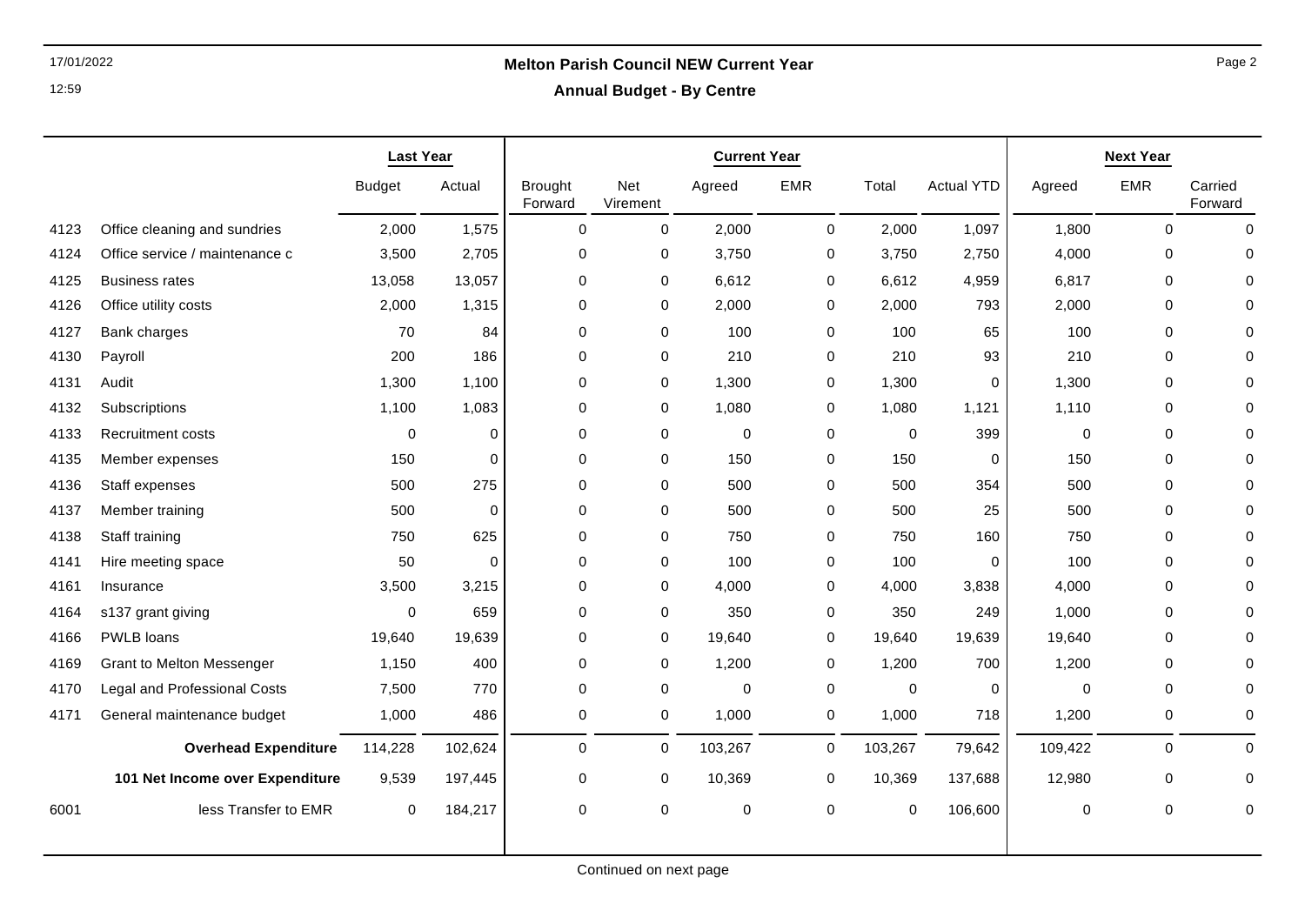# Melton Parish Council NEW Current Year

## Annual Budget - By Centre

| | | Last Year | | Current Year | | | | | | Next Year | | |
|---|---|---|---|---|---|---|---|---|---|---|---|---|
| | | Budget | Actual | Brought Forward | Net Virement | Agreed | EMR | Total | Actual YTD | Agreed | EMR | Carried Forward |
| 4123 | Office cleaning and sundries | 2,000 | 1,575 | 0 | 0 | 2,000 | 0 | 2,000 | 1,097 | 1,800 | 0 | 0 |
| 4124 | Office service / maintenance c | 3,500 | 2,705 | 0 | 0 | 3,750 | 0 | 3,750 | 2,750 | 4,000 | 0 | 0 |
| 4125 | Business rates | 13,058 | 13,057 | 0 | 0 | 6,612 | 0 | 6,612 | 4,959 | 6,817 | 0 | 0 |
| 4126 | Office utility costs | 2,000 | 1,315 | 0 | 0 | 2,000 | 0 | 2,000 | 793 | 2,000 | 0 | 0 |
| 4127 | Bank charges | 70 | 84 | 0 | 0 | 100 | 0 | 100 | 65 | 100 | 0 | 0 |
| 4130 | Payroll | 200 | 186 | 0 | 0 | 210 | 0 | 210 | 93 | 210 | 0 | 0 |
| 4131 | Audit | 1,300 | 1,100 | 0 | 0 | 1,300 | 0 | 1,300 | 0 | 1,300 | 0 | 0 |
| 4132 | Subscriptions | 1,100 | 1,083 | 0 | 0 | 1,080 | 0 | 1,080 | 1,121 | 1,110 | 0 | 0 |
| 4133 | Recruitment costs | 0 | 0 | 0 | 0 | 0 | 0 | 0 | 399 | 0 | 0 | 0 |
| 4135 | Member expenses | 150 | 0 | 0 | 0 | 150 | 0 | 150 | 0 | 150 | 0 | 0 |
| 4136 | Staff expenses | 500 | 275 | 0 | 0 | 500 | 0 | 500 | 354 | 500 | 0 | 0 |
| 4137 | Member training | 500 | 0 | 0 | 0 | 500 | 0 | 500 | 25 | 500 | 0 | 0 |
| 4138 | Staff training | 750 | 625 | 0 | 0 | 750 | 0 | 750 | 160 | 750 | 0 | 0 |
| 4141 | Hire meeting space | 50 | 0 | 0 | 0 | 100 | 0 | 100 | 0 | 100 | 0 | 0 |
| 4161 | Insurance | 3,500 | 3,215 | 0 | 0 | 4,000 | 0 | 4,000 | 3,838 | 4,000 | 0 | 0 |
| 4164 | s137 grant giving | 0 | 659 | 0 | 0 | 350 | 0 | 350 | 249 | 1,000 | 0 | 0 |
| 4166 | PWLB loans | 19,640 | 19,639 | 0 | 0 | 19,640 | 0 | 19,640 | 19,639 | 19,640 | 0 | 0 |
| 4169 | Grant to Melton Messenger | 1,150 | 400 | 0 | 0 | 1,200 | 0 | 1,200 | 700 | 1,200 | 0 | 0 |
| 4170 | Legal and Professional Costs | 7,500 | 770 | 0 | 0 | 0 | 0 | 0 | 0 | 0 | 0 | 0 |
| 4171 | General maintenance budget | 1,000 | 486 | 0 | 0 | 1,000 | 0 | 1,000 | 718 | 1,200 | 0 | 0 |
| | **Overhead Expenditure** | 114,228 | 102,624 | 0 | 0 | 103,267 | 0 | 103,267 | 79,642 | 109,422 | 0 | 0 |
| | **101 Net Income over Expenditure** | 9,539 | 197,445 | 0 | 0 | 10,369 | 0 | 10,369 | 137,688 | 12,980 | 0 | 0 |
| 6001 | less Transfer to EMR | 0 | 184,217 | 0 | 0 | 0 | 0 | 0 | 106,600 | 0 | 0 | 0 |

Continued on next page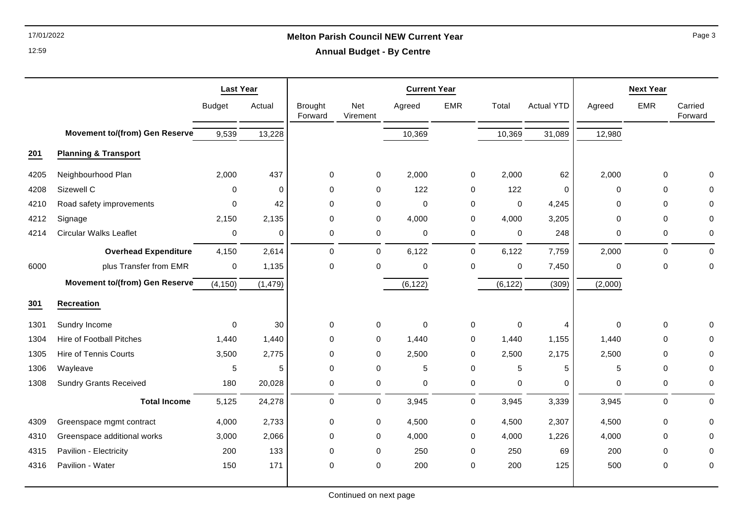**Melton Parish Council NEW Current Year**

**Annual Budget - By Centre**

| | | Last Year | | Current Year | | | | | | Next Year | | |
|---|---|---|---|---|---|---|---|---|---|---|---|---|
| | | Budget | Actual | Brought Forward | Net Virement | Agreed | EMR | Total | Actual YTD | Agreed | EMR | Carried Forward |
| | **Movement to/(from) Gen Reserve** | 9,539 | 13,228 | | | 10,369 | | 10,369 | 31,089 | 12,980 | | |
| **201** | **Planning & Transport** | | | | | | | | | | | |
| 4205 | Neighbourhood Plan | 2,000 | 437 | 0 | 0 | 2,000 | 0 | 2,000 | 62 | 2,000 | 0 | 0 |
| 4208 | Sizewell C | 0 | 0 | 0 | 0 | 122 | 0 | 122 | 0 | 0 | 0 | 0 |
| 4210 | Road safety improvements | 0 | 42 | 0 | 0 | 0 | 0 | 0 | 4,245 | 0 | 0 | 0 |
| 4212 | Signage | 2,150 | 2,135 | 0 | 0 | 4,000 | 0 | 4,000 | 3,205 | 0 | 0 | 0 |
| 4214 | Circular Walks Leaflet | 0 | 0 | 0 | 0 | 0 | 0 | 0 | 248 | 0 | 0 | 0 |
| | **Overhead Expenditure** | 4,150 | 2,614 | 0 | 0 | 6,122 | 0 | 6,122 | 7,759 | 2,000 | 0 | 0 |
| 6000 | plus Transfer from EMR | 0 | 1,135 | 0 | 0 | 0 | 0 | 0 | 7,450 | 0 | 0 | 0 |
| | **Movement to/(from) Gen Reserve** | (4,150) | (1,479) | | | (6,122) | | (6,122) | (309) | (2,000) | | |
| **301** | **Recreation** | | | | | | | | | | | |
| 1301 | Sundry Income | 0 | 30 | 0 | 0 | 0 | 0 | 0 | 4 | 0 | 0 | 0 |
| 1304 | Hire of Football Pitches | 1,440 | 1,440 | 0 | 0 | 1,440 | 0 | 1,440 | 1,155 | 1,440 | 0 | 0 |
| 1305 | Hire of Tennis Courts | 3,500 | 2,775 | 0 | 0 | 2,500 | 0 | 2,500 | 2,175 | 2,500 | 0 | 0 |
| 1306 | Wayleave | 5 | 5 | 0 | 0 | 5 | 0 | 5 | 5 | 5 | 0 | 0 |
| 1308 | Sundry Grants Received | 180 | 20,028 | 0 | 0 | 0 | 0 | 0 | 0 | 0 | 0 | 0 |
| | **Total Income** | 5,125 | 24,278 | 0 | 0 | 3,945 | 0 | 3,945 | 3,339 | 3,945 | 0 | 0 |
| 4309 | Greenspace mgmt contract | 4,000 | 2,733 | 0 | 0 | 4,500 | 0 | 4,500 | 2,307 | 4,500 | 0 | 0 |
| 4310 | Greenspace additional works | 3,000 | 2,066 | 0 | 0 | 4,000 | 0 | 4,000 | 1,226 | 4,000 | 0 | 0 |
| 4315 | Pavilion - Electricity | 200 | 133 | 0 | 0 | 250 | 0 | 250 | 69 | 200 | 0 | 0 |
| 4316 | Pavilion - Water | 150 | 171 | 0 | 0 | 200 | 0 | 200 | 125 | 500 | 0 | 0 |

Continued on next page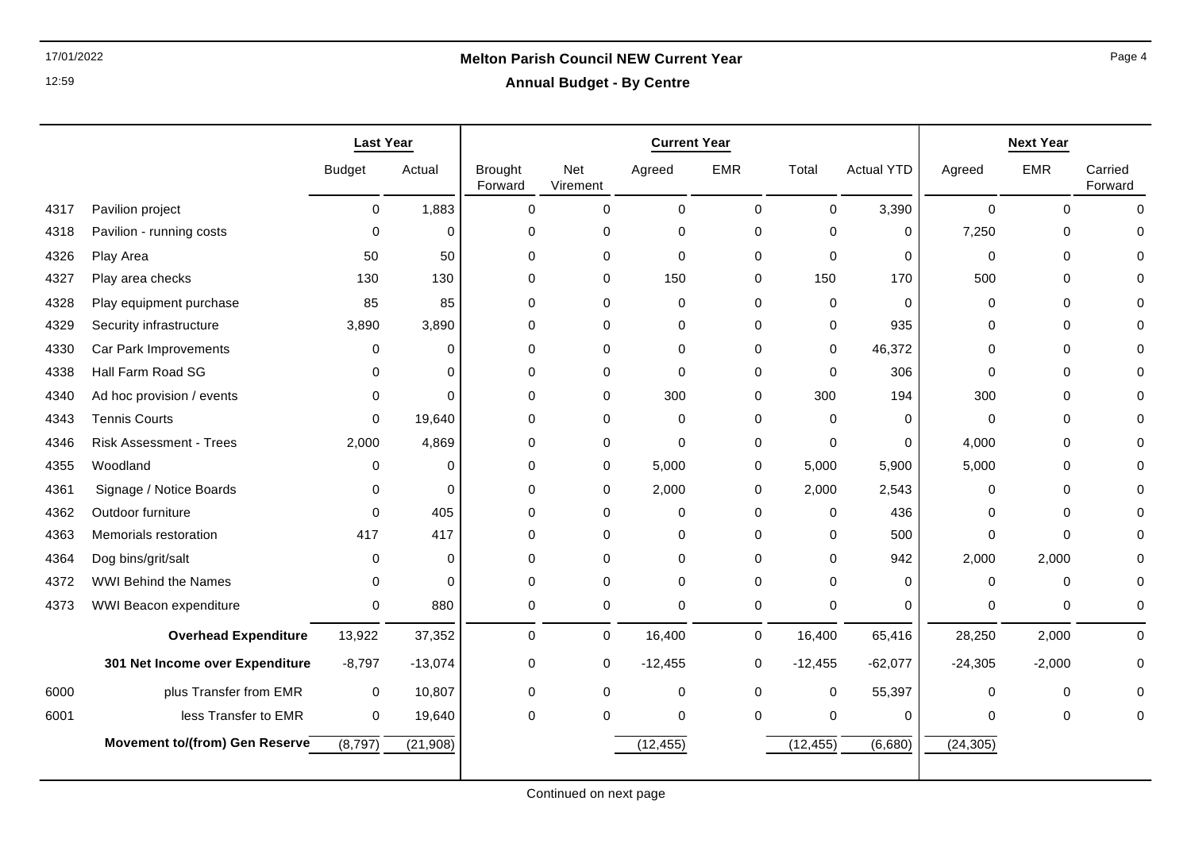| | | Last Year | | Current Year | | | | | | Next Year | | |
|---|---|---|---|---|---|---|---|---|---|---|---|---|
| | | Budget | Actual | Brought Forward | Net Virement | Agreed | EMR | Total | Actual YTD | Agreed | EMR | Carried Forward |
| 4317 | Pavilion project | 0 | 1,883 | 0 | 0 | 0 | 0 | 0 | 3,390 | 0 | 0 | 0 |
| 4318 | Pavilion - running costs | 0 | 0 | 0 | 0 | 0 | 0 | 0 | 0 | 7,250 | 0 | 0 |
| 4326 | Play Area | 50 | 50 | 0 | 0 | 0 | 0 | 0 | 0 | 0 | 0 | 0 |
| 4327 | Play area checks | 130 | 130 | 0 | 0 | 150 | 0 | 150 | 170 | 500 | 0 | 0 |
| 4328 | Play equipment purchase | 85 | 85 | 0 | 0 | 0 | 0 | 0 | 0 | 0 | 0 | 0 |
| 4329 | Security infrastructure | 3,890 | 3,890 | 0 | 0 | 0 | 0 | 0 | 935 | 0 | 0 | 0 |
| 4330 | Car Park Improvements | 0 | 0 | 0 | 0 | 0 | 0 | 0 | 46,372 | 0 | 0 | 0 |
| 4338 | Hall Farm Road SG | 0 | 0 | 0 | 0 | 0 | 0 | 0 | 306 | 0 | 0 | 0 |
| 4340 | Ad hoc provision / events | 0 | 0 | 0 | 0 | 300 | 0 | 300 | 194 | 300 | 0 | 0 |
| 4343 | Tennis Courts | 0 | 19,640 | 0 | 0 | 0 | 0 | 0 | 0 | 0 | 0 | 0 |
| 4346 | Risk Assessment - Trees | 2,000 | 4,869 | 0 | 0 | 0 | 0 | 0 | 0 | 4,000 | 0 | 0 |
| 4355 | Woodland | 0 | 0 | 0 | 0 | 5,000 | 0 | 5,000 | 5,900 | 5,000 | 0 | 0 |
| 4361 | Signage / Notice Boards | 0 | 0 | 0 | 0 | 2,000 | 0 | 2,000 | 2,543 | 0 | 0 | 0 |
| 4362 | Outdoor furniture | 0 | 405 | 0 | 0 | 0 | 0 | 0 | 436 | 0 | 0 | 0 |
| 4363 | Memorials restoration | 417 | 417 | 0 | 0 | 0 | 0 | 0 | 500 | 0 | 0 | 0 |
| 4364 | Dog bins/grit/salt | 0 | 0 | 0 | 0 | 0 | 0 | 0 | 942 | 2,000 | 2,000 | 0 |
| 4372 | WWI Behind the Names | 0 | 0 | 0 | 0 | 0 | 0 | 0 | 0 | 0 | 0 | 0 |
| 4373 | WWI Beacon expenditure | 0 | 880 | 0 | 0 | 0 | 0 | 0 | 0 | 0 | 0 | 0 |
| | **Overhead Expenditure** | 13,922 | 37,352 | 0 | 0 | 16,400 | 0 | 16,400 | 65,416 | 28,250 | 2,000 | 0 |
| | **301 Net Income over Expenditure** | -8,797 | -13,074 | 0 | 0 | -12,455 | 0 | -12,455 | -62,077 | -24,305 | -2,000 | 0 |
| 6000 | plus Transfer from EMR | 0 | 10,807 | 0 | 0 | 0 | 0 | 0 | 55,397 | 0 | 0 | 0 |
| 6001 | less Transfer to EMR | 0 | 19,640 | 0 | 0 | 0 | 0 | 0 | 0 | 0 | 0 | 0 |
| | **Movement to/(from) Gen Reserve** | (8,797) | (21,908) | | | (12,455) | | (12,455) | (6,680) | (24,305) | | |

Continued on next page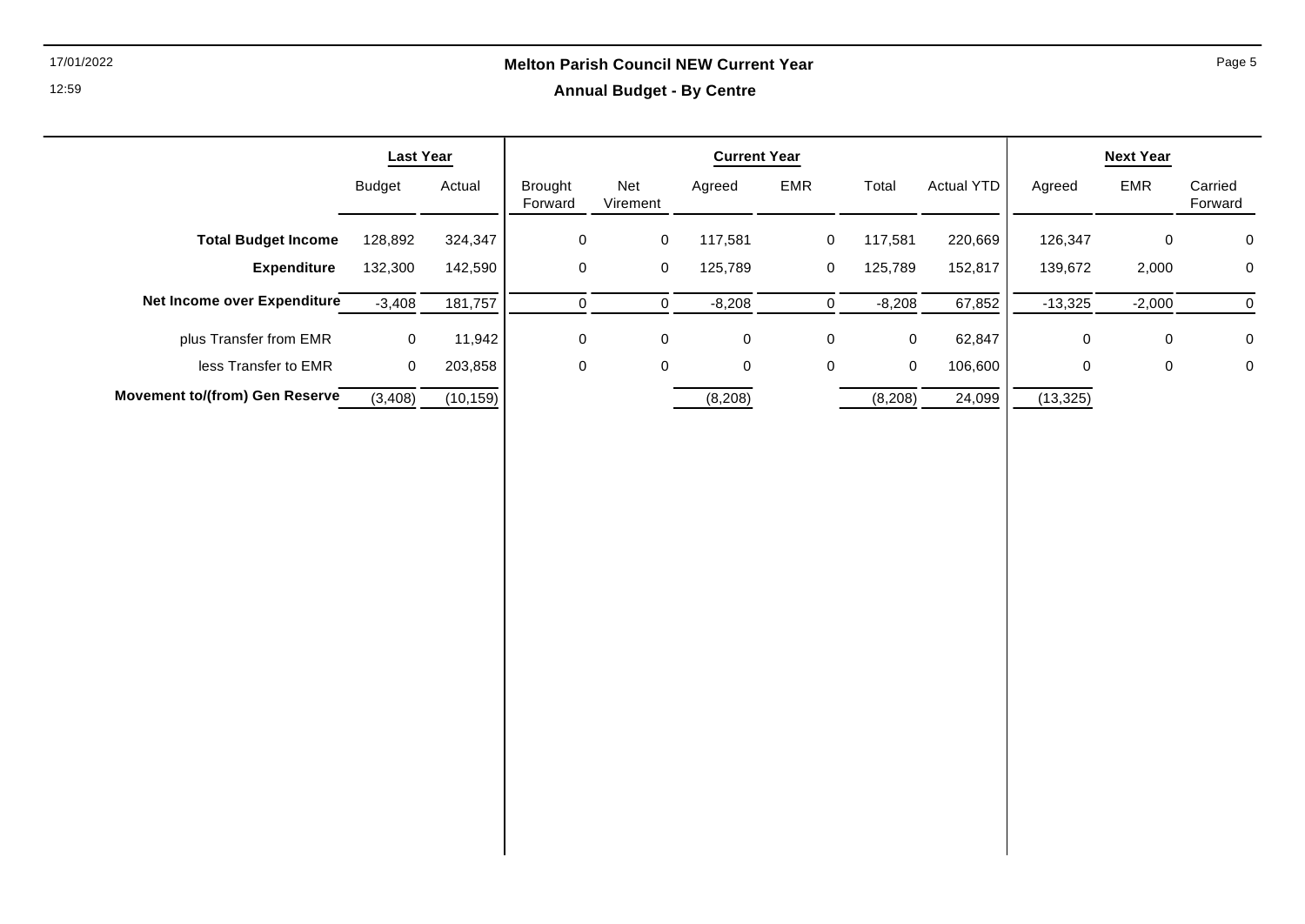# Melton Parish Council NEW Current Year

## Annual Budget - By Centre

| | Last Year | | Current Year | | | | | | Next Year | | |
|---|---|---|---|---|---|---|---|---|---|---|---|
| | Budget | Actual | Brought Forward | Net Virement | Agreed | EMR | Total | Actual YTD | Agreed | EMR | Carried Forward |
| **Total Budget Income** | 128,892 | 324,347 | 0 | 0 | 117,581 | 0 | 117,581 | 220,669 | 126,347 | 0 | 0 |
| **Expenditure** | 132,300 | 142,590 | 0 | 0 | 125,789 | 0 | 125,789 | 152,817 | 139,672 | 2,000 | 0 |
| **Net Income over Expenditure** | -3,408 | 181,757 | 0 | 0 | -8,208 | 0 | -8,208 | 67,852 | -13,325 | -2,000 | 0 |
| plus Transfer from EMR | 0 | 11,942 | 0 | 0 | 0 | 0 | 0 | 62,847 | 0 | 0 | 0 |
| less Transfer to EMR | 0 | 203,858 | 0 | 0 | 0 | 0 | 0 | 106,600 | 0 | 0 | 0 |
| **Movement to/(from) Gen Reserve** | (3,408) | (10,159) | | | (8,208) | | (8,208) | 24,099 | (13,325) | | |